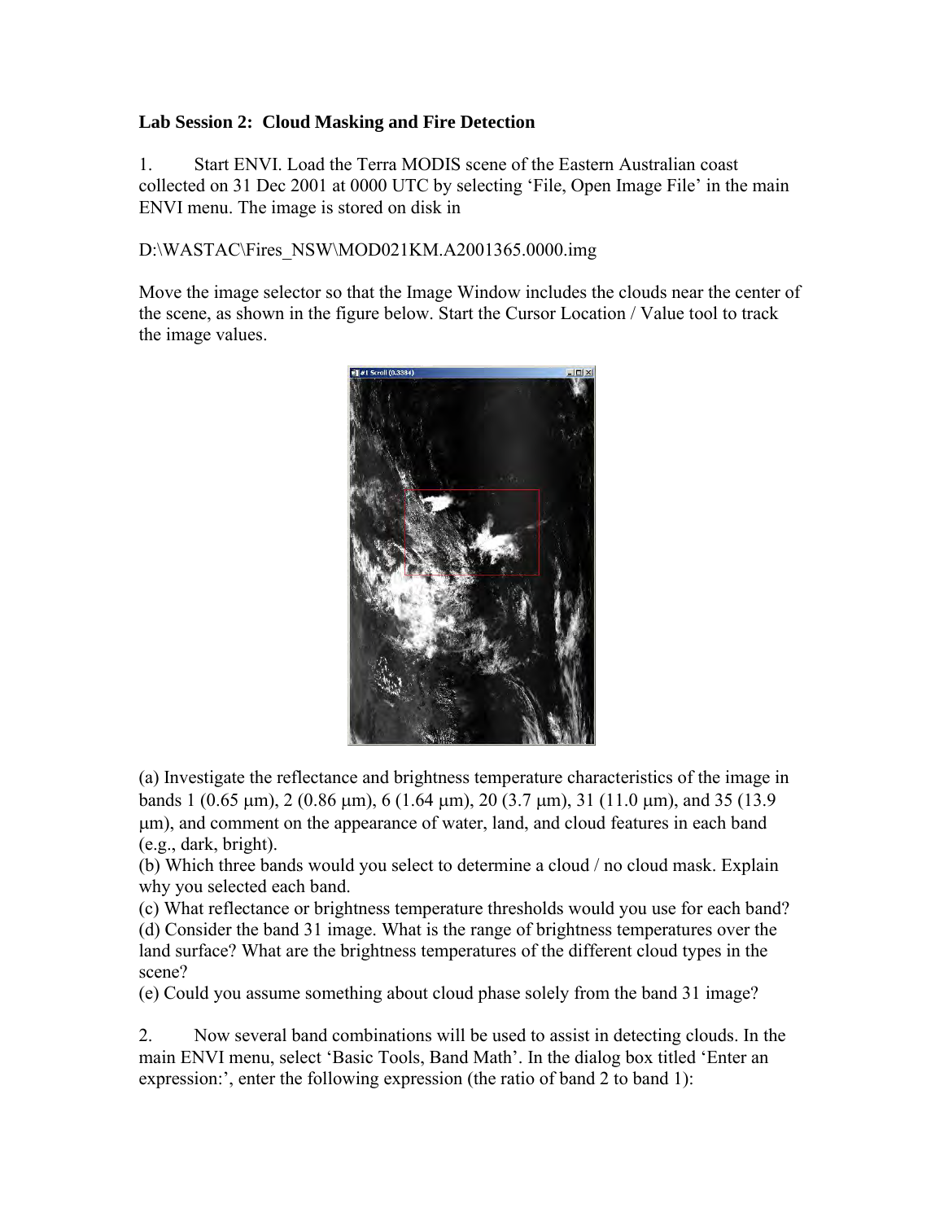**Lab Session 2: Cloud Masking and Fire Detection**

1. Start ENVI. Load the Terra MODIS scene of the Eastern Australian coast collected on 31 Dec 2001 at 0000 UTC by selecting 'File, Open Image File' in the main ENVI menu. The image is stored on disk in

D:\WASTAC\Fires_NSW\MOD021KM.A2001365.0000.img

Move the image selector so that the Image Window includes the clouds near the center of the scene, as shown in the figure below. Start the Cursor Location / Value tool to track the image values.

(a) Investigate the reflectance and brightness temperature characteristics of the image in bands 1 (0.65 μm), 2 (0.86 μm), 6 (1.64 μm), 20 (3.7 μm), 31 (11.0 μm), and 35 (13.9 μm), and comment on the appearance of water, land, and cloud features in each band (e.g., dark, bright).

(b) Which three bands would you select to determine a cloud / no cloud mask. Explain why you selected each band.

(c) What reflectance or brightness temperature thresholds would you use for each band?

(d) Consider the band 31 image. What is the range of brightness temperatures over the land surface? What are the brightness temperatures of the different cloud types in the scene?

(e) Could you assume something about cloud phase solely from the band 31 image?

2. Now several band combinations will be used to assist in detecting clouds. In the main ENVI menu, select 'Basic Tools, Band Math'. In the dialog box titled 'Enter an expression:', enter the following expression (the ratio of band 2 to band 1):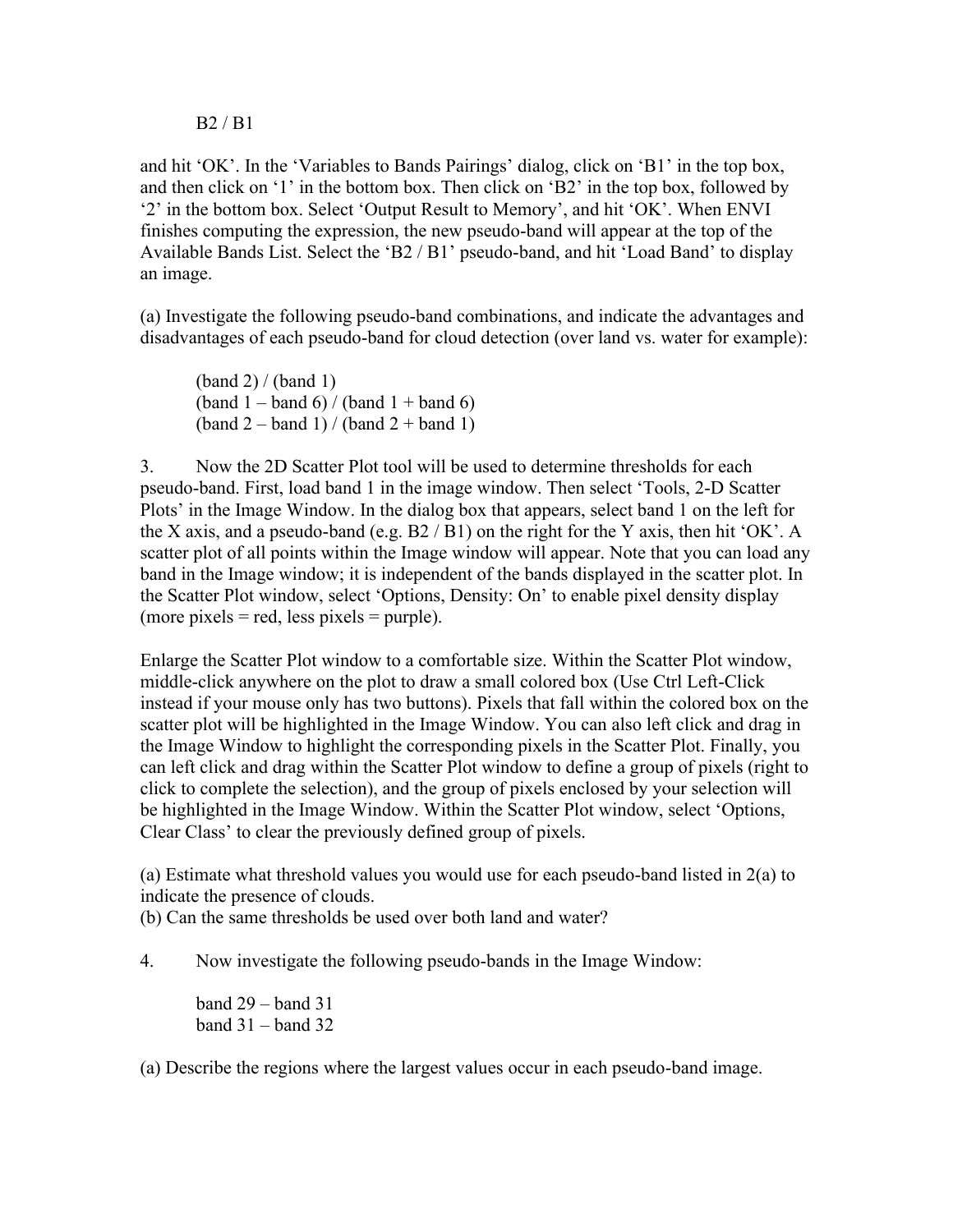B2 / B1

and hit 'OK'. In the 'Variables to Bands Pairings' dialog, click on 'B1' in the top box, and then click on '1' in the bottom box. Then click on 'B2' in the top box, followed by '2' in the bottom box. Select 'Output Result to Memory', and hit 'OK'. When ENVI finishes computing the expression, the new pseudo-band will appear at the top of the Available Bands List. Select the 'B2 / B1' pseudo-band, and hit 'Load Band' to display an image.

(a) Investigate the following pseudo-band combinations, and indicate the advantages and disadvantages of each pseudo-band for cloud detection (over land vs. water for example):

(band 2) / (band 1)
(band 1 – band 6) / (band 1 + band 6)
(band 2 – band 1) / (band 2 + band 1)

3. Now the 2D Scatter Plot tool will be used to determine thresholds for each pseudo-band. First, load band 1 in the image window. Then select 'Tools, 2-D Scatter Plots' in the Image Window. In the dialog box that appears, select band 1 on the left for the X axis, and a pseudo-band (e.g. B2 / B1) on the right for the Y axis, then hit 'OK'. A scatter plot of all points within the Image window will appear. Note that you can load any band in the Image window; it is independent of the bands displayed in the scatter plot. In the Scatter Plot window, select 'Options, Density: On' to enable pixel density display (more pixels = red, less pixels = purple).

Enlarge the Scatter Plot window to a comfortable size. Within the Scatter Plot window, middle-click anywhere on the plot to draw a small colored box (Use Ctrl Left-Click instead if your mouse only has two buttons). Pixels that fall within the colored box on the scatter plot will be highlighted in the Image Window. You can also left click and drag in the Image Window to highlight the corresponding pixels in the Scatter Plot. Finally, you can left click and drag within the Scatter Plot window to define a group of pixels (right to click to complete the selection), and the group of pixels enclosed by your selection will be highlighted in the Image Window. Within the Scatter Plot window, select 'Options, Clear Class' to clear the previously defined group of pixels.

(a) Estimate what threshold values you would use for each pseudo-band listed in 2(a) to indicate the presence of clouds.
(b) Can the same thresholds be used over both land and water?

4. Now investigate the following pseudo-bands in the Image Window:

band 29 – band 31
band 31 – band 32

(a) Describe the regions where the largest values occur in each pseudo-band image.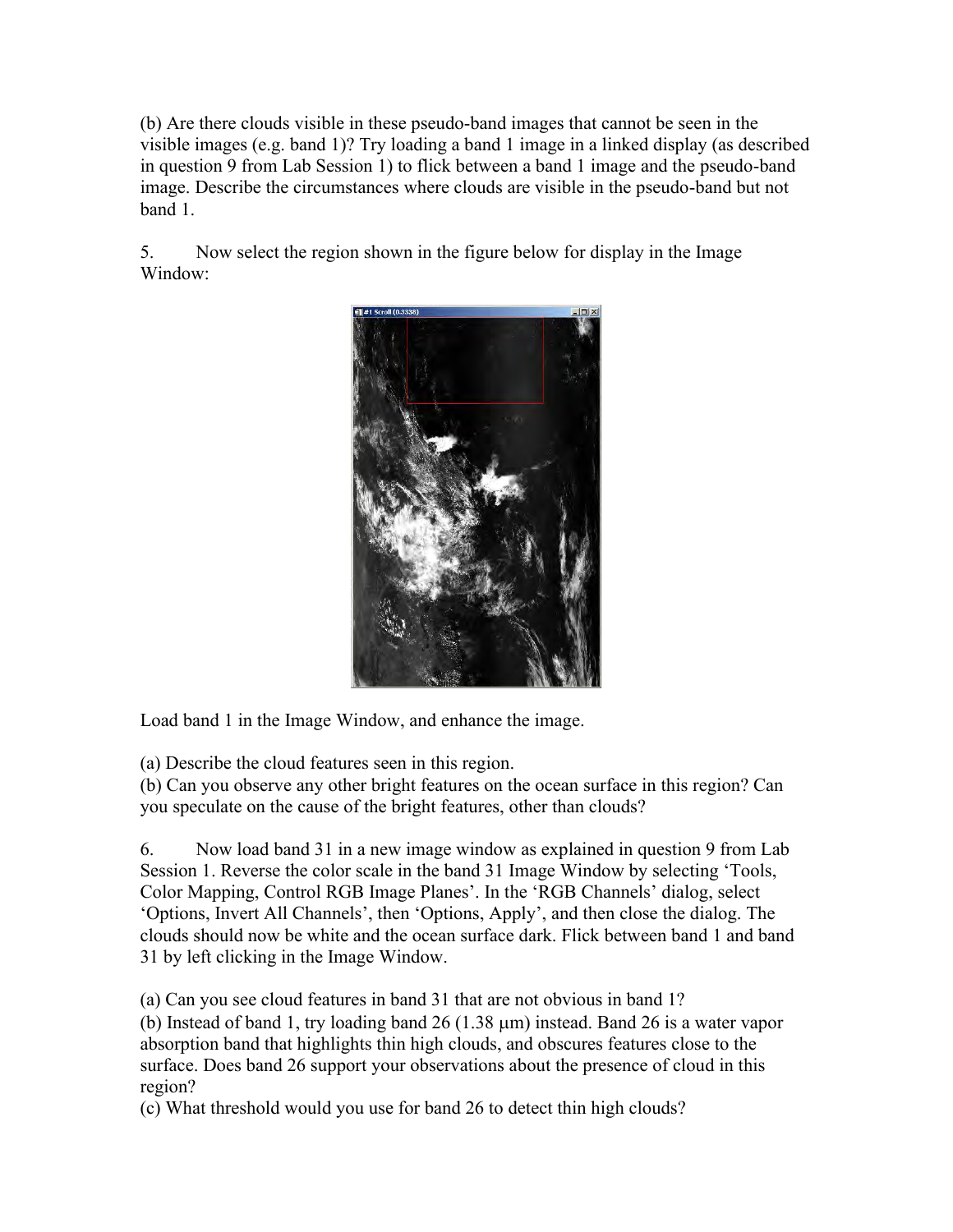(b) Are there clouds visible in these pseudo-band images that cannot be seen in the visible images (e.g. band 1)? Try loading a band 1 image in a linked display (as described in question 9 from Lab Session 1) to flick between a band 1 image and the pseudo-band image. Describe the circumstances where clouds are visible in the pseudo-band but not band 1.

5. Now select the region shown in the figure below for display in the Image Window:

Load band 1 in the Image Window, and enhance the image.

(a) Describe the cloud features seen in this region.
(b) Can you observe any other bright features on the ocean surface in this region? Can you speculate on the cause of the bright features, other than clouds?

6. Now load band 31 in a new image window as explained in question 9 from Lab Session 1. Reverse the color scale in the band 31 Image Window by selecting 'Tools, Color Mapping, Control RGB Image Planes'. In the 'RGB Channels' dialog, select 'Options, Invert All Channels', then 'Options, Apply', and then close the dialog. The clouds should now be white and the ocean surface dark. Flick between band 1 and band 31 by left clicking in the Image Window.

(a) Can you see cloud features in band 31 that are not obvious in band 1?
(b) Instead of band 1, try loading band 26 (1.38 μm) instead. Band 26 is a water vapor absorption band that highlights thin high clouds, and obscures features close to the surface. Does band 26 support your observations about the presence of cloud in this region?
(c) What threshold would you use for band 26 to detect thin high clouds?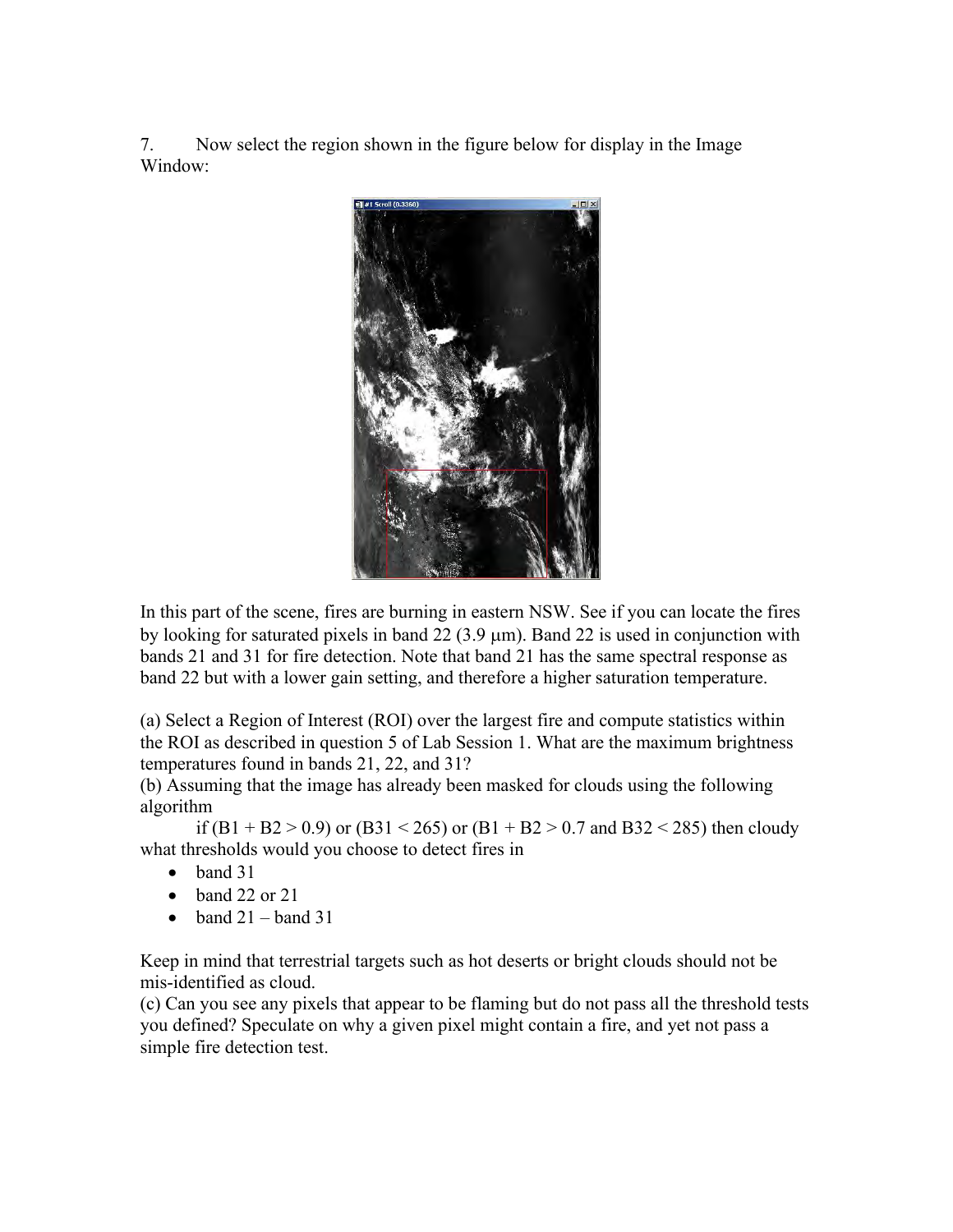7. Now select the region shown in the figure below for display in the Image Window:

In this part of the scene, fires are burning in eastern NSW. See if you can locate the fires by looking for saturated pixels in band 22 (3.9 μm). Band 22 is used in conjunction with bands 21 and 31 for fire detection. Note that band 21 has the same spectral response as band 22 but with a lower gain setting, and therefore a higher saturation temperature.

(a) Select a Region of Interest (ROI) over the largest fire and compute statistics within the ROI as described in question 5 of Lab Session 1. What are the maximum brightness temperatures found in bands 21, 22, and 31?

(b) Assuming that the image has already been masked for clouds using the following algorithm

if $(B1 + B2 > 0.9)$ or $(B31 < 265)$ or $(B1 + B2 > 0.7$ and $B32 < 285)$ then cloudy

what thresholds would you choose to detect fires in

- band 31
- band 22 or 21
- band 21 – band 31

Keep in mind that terrestrial targets such as hot deserts or bright clouds should not be mis-identified as cloud.

(c) Can you see any pixels that appear to be flaming but do not pass all the threshold tests you defined? Speculate on why a given pixel might contain a fire, and yet not pass a simple fire detection test.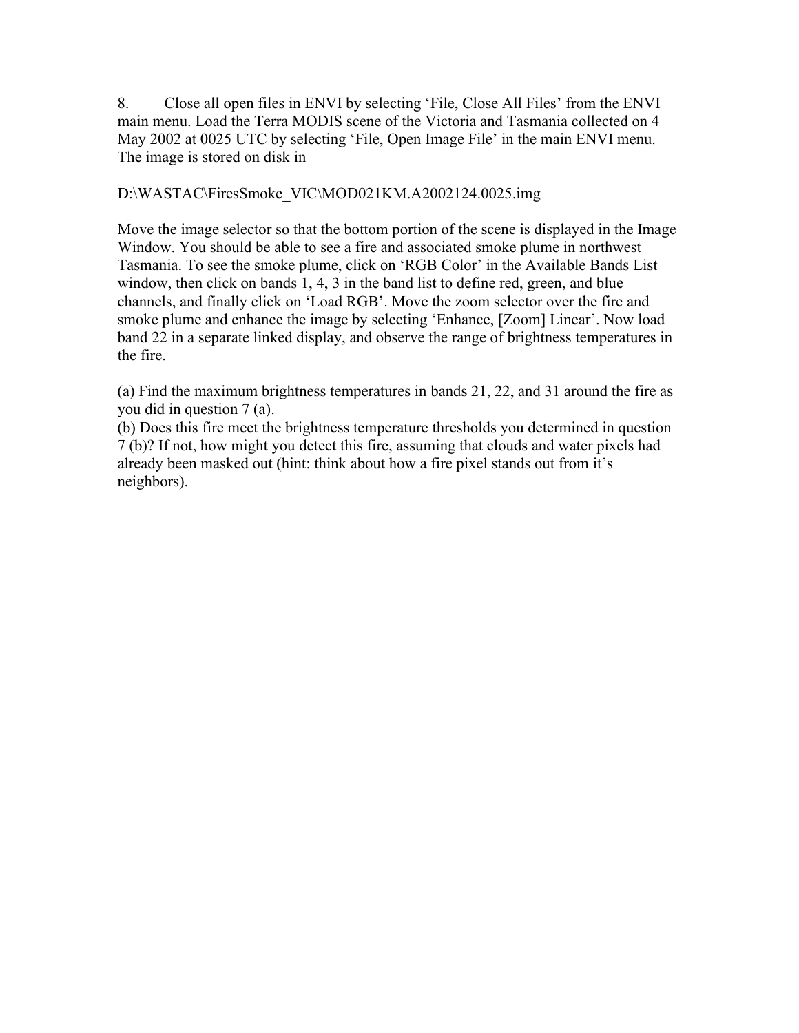8. Close all open files in ENVI by selecting 'File, Close All Files' from the ENVI main menu. Load the Terra MODIS scene of the Victoria and Tasmania collected on 4 May 2002 at 0025 UTC by selecting 'File, Open Image File' in the main ENVI menu. The image is stored on disk in

D:\WASTAC\FiresSmoke_VIC\MOD021KM.A2002124.0025.img

Move the image selector so that the bottom portion of the scene is displayed in the Image Window. You should be able to see a fire and associated smoke plume in northwest Tasmania. To see the smoke plume, click on 'RGB Color' in the Available Bands List window, then click on bands 1, 4, 3 in the band list to define red, green, and blue channels, and finally click on 'Load RGB'. Move the zoom selector over the fire and smoke plume and enhance the image by selecting 'Enhance, [Zoom] Linear'. Now load band 22 in a separate linked display, and observe the range of brightness temperatures in the fire.

(a) Find the maximum brightness temperatures in bands 21, 22, and 31 around the fire as you did in question 7 (a).
(b) Does this fire meet the brightness temperature thresholds you determined in question 7 (b)? If not, how might you detect this fire, assuming that clouds and water pixels had already been masked out (hint: think about how a fire pixel stands out from it's neighbors).